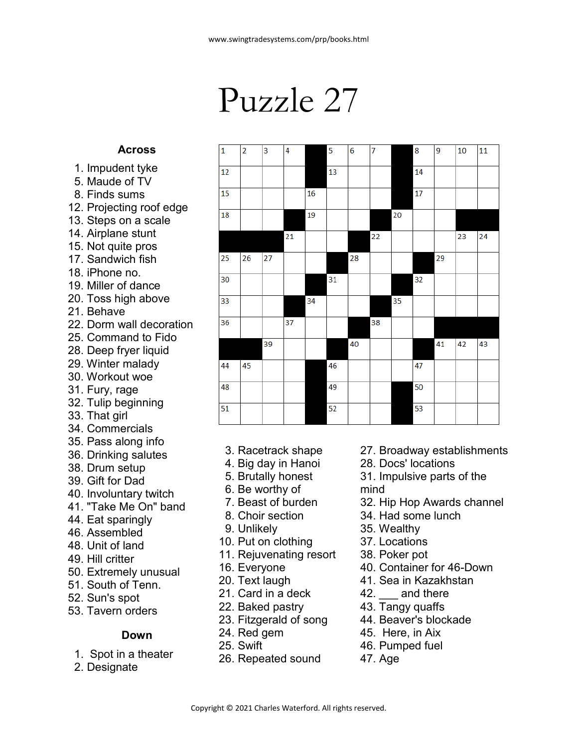# Puzzle 27

| 1 | 2 | 3 | 4 | ■ | 5 | 6 | 7 | ■ | 8 | 9 | 10 | 11 |
|---|---|---|---|---|---|---|---|---|---|---|---|---|
| 12 | | | | ■ | 13 | | | ■ | 14 | | | |
| 15 | | | | 16 | | | | ■ | 17 | | | |
| 18 | | | ■ | 19 | | | ■ | 20 | | | ■ | ■ |
| ■ | ■ | ■ | 21 | | | ■ | 22 | | | | 23 | 24 |
| 25 | 26 | 27 | | | ■ | 28 | | | ■ | 29 | | |
| 30 | | | | ■ | 31 | | | ■ | 32 | | | |
| 33 | | | ■ | 34 | | | ■ | 35 | | | | |
| 36 | | | 37 | | | ■ | 38 | | | ■ | ■ | ■ |
| ■ | ■ | 39 | | | ■ | 40 | | | ■ | 41 | 42 | 43 |
| 44 | 45 | | | ■ | 46 | | | | 47 | | | |
| 48 | | | | ■ | 49 | | | ■ | 50 | | | |
| 51 | | | | ■ | 52 | | | ■ | 53 | | | |

## Across

1. Impudent tyke
5. Maude of TV
8. Finds sums
12. Projecting roof edge
13. Steps on a scale
14. Airplane stunt
15. Not quite pros
17. Sandwich fish
18. iPhone no.
19. Miller of dance
20. Toss high above
21. Behave
22. Dorm wall decoration
25. Command to Fido
28. Deep fryer liquid
29. Winter malady
30. Workout woe
31. Fury, rage
32. Tulip beginning
33. That girl
34. Commercials
35. Pass along info
36. Drinking salutes
38. Drum setup
39. Gift for Dad
40. Involuntary twitch
41. "Take Me On" band
44. Eat sparingly
46. Assembled
48. Unit of land
49. Hill critter
50. Extremely unusual
51. South of Tenn.
52. Sun's spot
53. Tavern orders

## Down

1. Spot in a theater
2. Designate
3. Racetrack shape
4. Big day in Hanoi
5. Brutally honest
6. Be worthy of
7. Beast of burden
8. Choir section
9. Unlikely
10. Put on clothing
11. Rejuvenating resort
16. Everyone
20. Text laugh
21. Card in a deck
22. Baked pastry
23. Fitzgerald of song
24. Red gem
25. Swift
26. Repeated sound
27. Broadway establishments
28. Docs' locations
31. Impulsive parts of the mind
32. Hip Hop Awards channel
34. Had some lunch
35. Wealthy
37. Locations
38. Poker pot
40. Container for 46-Down
41. Sea in Kazakhstan
42. ___ and there
43. Tangy quaffs
44. Beaver's blockade
45. Here, in Aix
46. Pumped fuel
47. Age

Copyright © 2021 Charles Waterford. All rights reserved.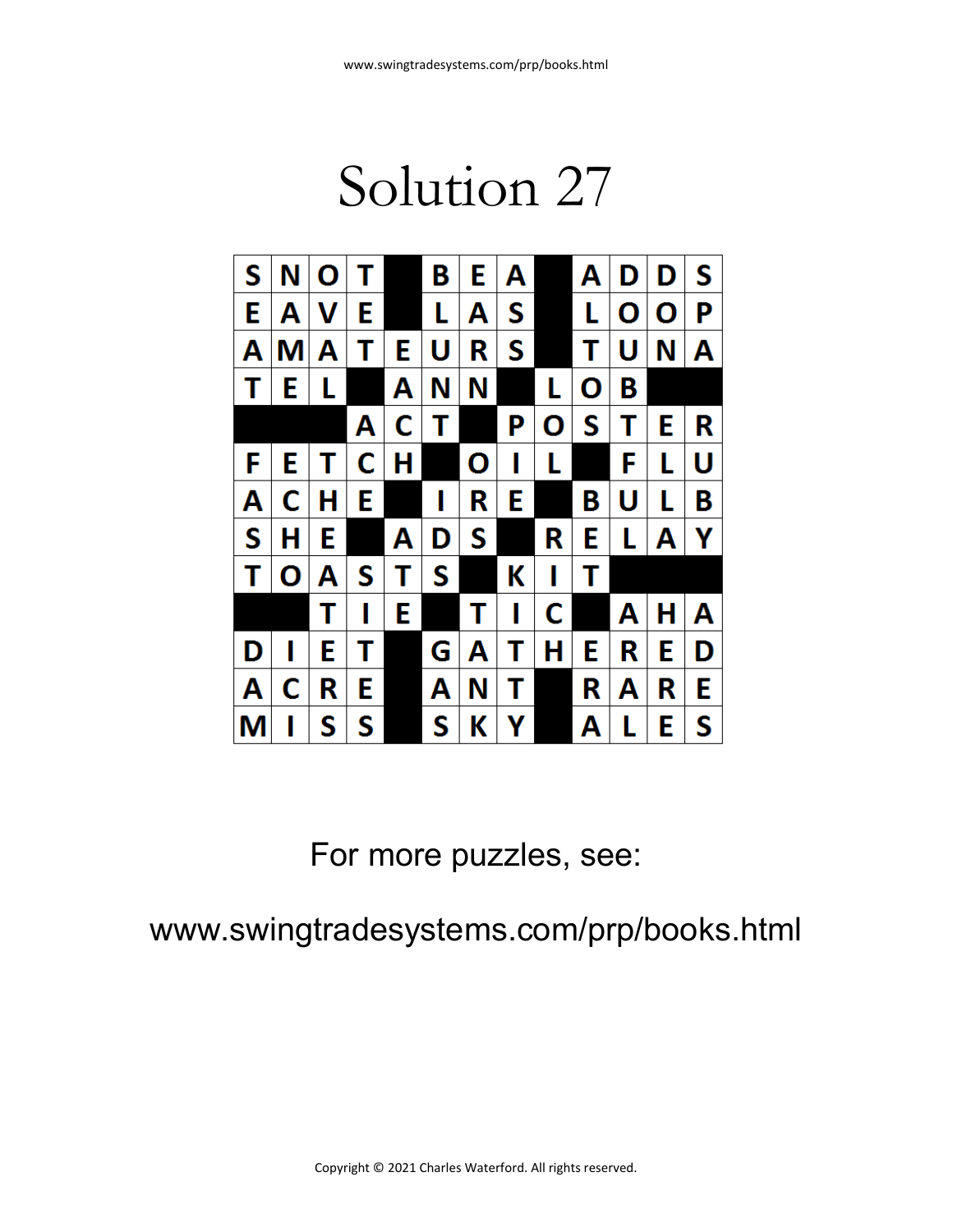# Solution 27

| | | | | | | | | | | | | |
|---|---|---|---|---|---|---|---|---|---|---|---|---|
| S | N | O | T | | B | E | A | | A | D | D | S |
| E | A | V | E | | L | A | S | | L | O | O | P |
| A | M | A | T | E | U | R | S | | T | U | N | A |
| T | E | L | | A | N | N | | L | O | B | | |
| | | | A | C | T | | P | O | S | T | E | R |
| F | E | T | C | H | | O | I | L | | F | L | U |
| A | C | H | E | | I | R | E | | B | U | L | B |
| S | H | E | | A | D | S | | R | E | L | A | Y |
| T | O | A | S | T | S | | K | I | T | | | |
| | | T | I | E | | T | I | C | | A | H | A |
| D | I | E | T | | G | A | T | H | E | R | E | D |
| A | C | R | E | | A | N | T | | R | A | R | E |
| M | I | S | S | | S | K | Y | | A | L | E | S |

For more puzzles, see:

www.swingtradesystems.com/prp/books.html

Copyright © 2021 Charles Waterford. All rights reserved.